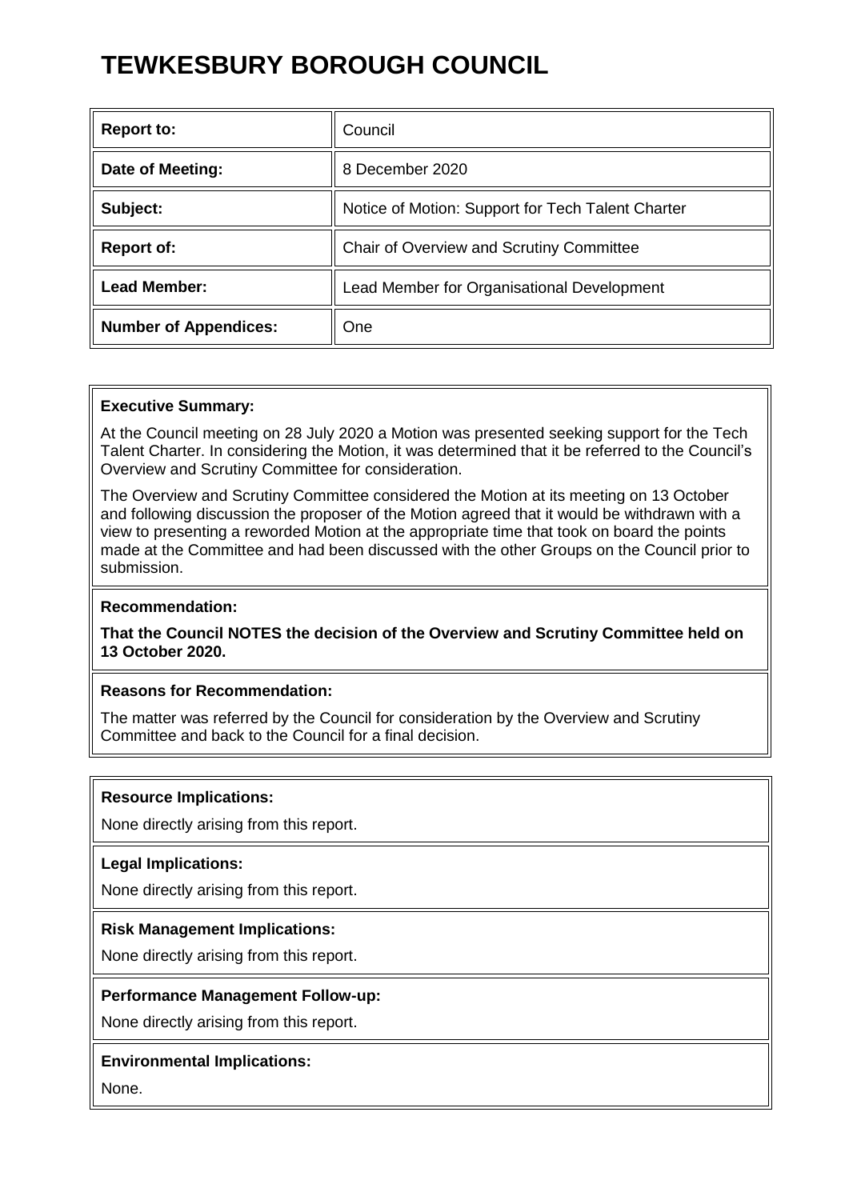# TEWKESBURY BOROUGH COUNCIL

| Report to: | Council |
|---|---|
| **Date of Meeting:** | 8 December 2020 |
| **Subject:** | Notice of Motion: Support for Tech Talent Charter |
| **Report of:** | Chair of Overview and Scrutiny Committee |
| **Lead Member:** | Lead Member for Organisational Development |
| **Number of Appendices:** | One |

**Executive Summary:**

At the Council meeting on 28 July 2020 a Motion was presented seeking support for the Tech Talent Charter. In considering the Motion, it was determined that it be referred to the Council's Overview and Scrutiny Committee for consideration.

The Overview and Scrutiny Committee considered the Motion at its meeting on 13 October and following discussion the proposer of the Motion agreed that it would be withdrawn with a view to presenting a reworded Motion at the appropriate time that took on board the points made at the Committee and had been discussed with the other Groups on the Council prior to submission.

**Recommendation:**

**That the Council NOTES the decision of the Overview and Scrutiny Committee held on 13 October 2020.**

**Reasons for Recommendation:**

The matter was referred by the Council for consideration by the Overview and Scrutiny Committee and back to the Council for a final decision.

**Resource Implications:**

None directly arising from this report.

**Legal Implications:**

None directly arising from this report.

**Risk Management Implications:**

None directly arising from this report.

**Performance Management Follow-up:**

None directly arising from this report.

**Environmental Implications:**

None.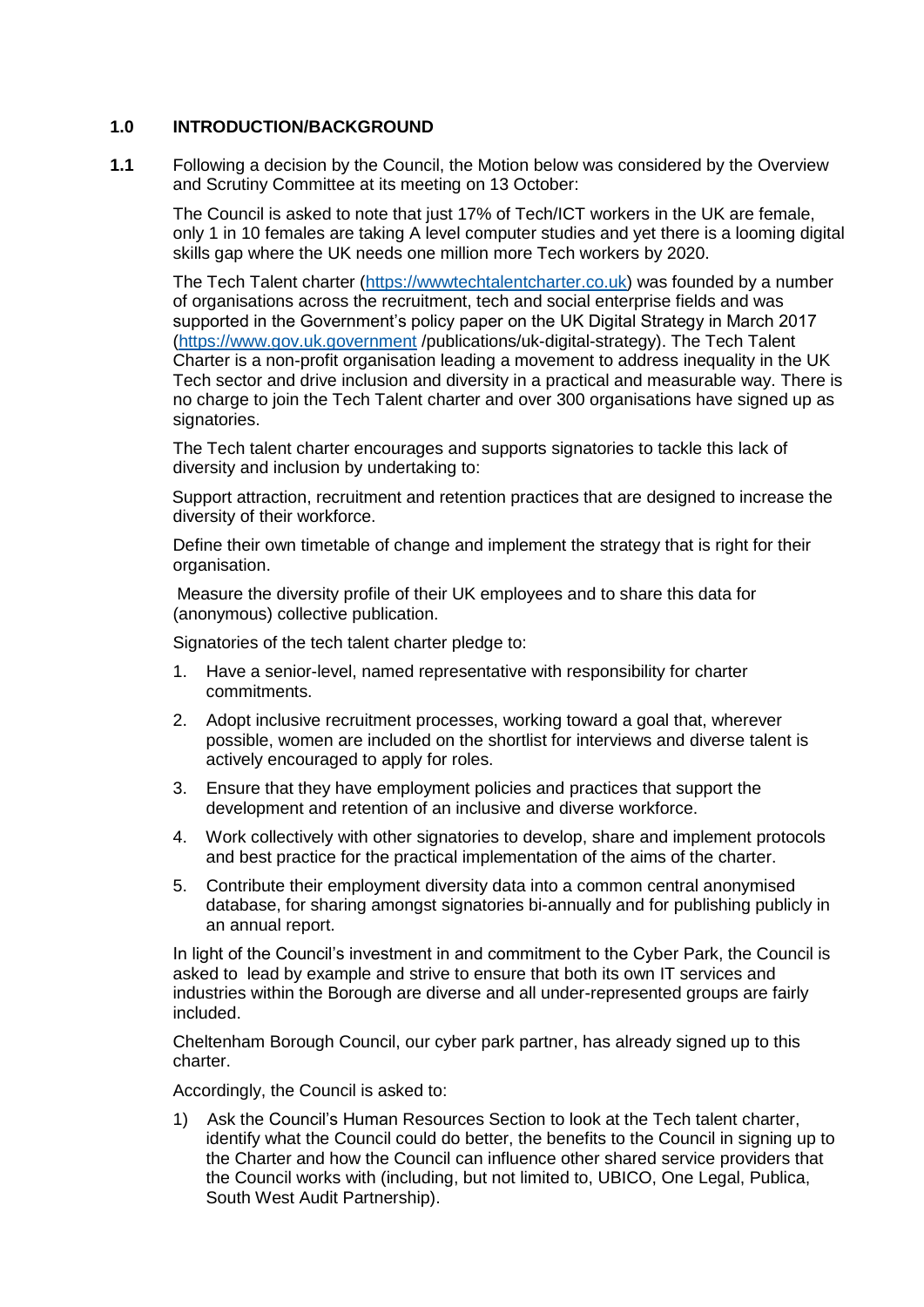## 1.0 INTRODUCTION/BACKGROUND

**1.1** Following a decision by the Council, the Motion below was considered by the Overview and Scrutiny Committee at its meeting on 13 October:

The Council is asked to note that just 17% of Tech/ICT workers in the UK are female, only 1 in 10 females are taking A level computer studies and yet there is a looming digital skills gap where the UK needs one million more Tech workers by 2020.

The Tech Talent charter (https://wwwtechtalentcharter.co.uk) was founded by a number of organisations across the recruitment, tech and social enterprise fields and was supported in the Government's policy paper on the UK Digital Strategy in March 2017 (https://www.gov.uk.government /publications/uk-digital-strategy). The Tech Talent Charter is a non-profit organisation leading a movement to address inequality in the UK Tech sector and drive inclusion and diversity in a practical and measurable way. There is no charge to join the Tech Talent charter and over 300 organisations have signed up as signatories.

The Tech talent charter encourages and supports signatories to tackle this lack of diversity and inclusion by undertaking to:

Support attraction, recruitment and retention practices that are designed to increase the diversity of their workforce.

Define their own timetable of change and implement the strategy that is right for their organisation.

Measure the diversity profile of their UK employees and to share this data for (anonymous) collective publication.

Signatories of the tech talent charter pledge to:

1. Have a senior-level, named representative with responsibility for charter commitments.
2. Adopt inclusive recruitment processes, working toward a goal that, wherever possible, women are included on the shortlist for interviews and diverse talent is actively encouraged to apply for roles.
3. Ensure that they have employment policies and practices that support the development and retention of an inclusive and diverse workforce.
4. Work collectively with other signatories to develop, share and implement protocols and best practice for the practical implementation of the aims of the charter.
5. Contribute their employment diversity data into a common central anonymised database, for sharing amongst signatories bi-annually and for publishing publicly in an annual report.

In light of the Council's investment in and commitment to the Cyber Park, the Council is asked to lead by example and strive to ensure that both its own IT services and industries within the Borough are diverse and all under-represented groups are fairly included.

Cheltenham Borough Council, our cyber park partner, has already signed up to this charter.

Accordingly, the Council is asked to:

1) Ask the Council's Human Resources Section to look at the Tech talent charter, identify what the Council could do better, the benefits to the Council in signing up to the Charter and how the Council can influence other shared service providers that the Council works with (including, but not limited to, UBICO, One Legal, Publica, South West Audit Partnership).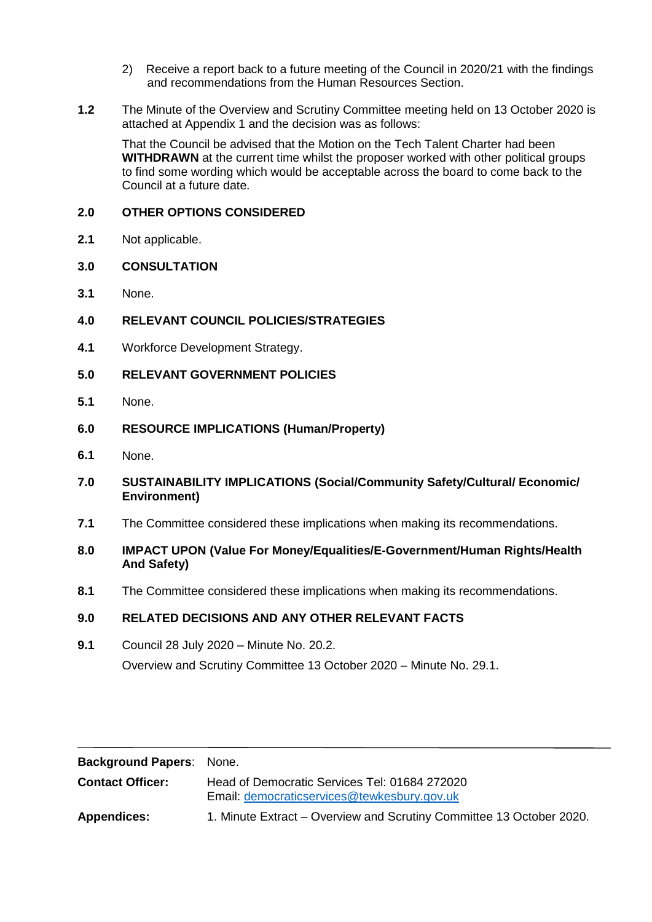2) Receive a report back to a future meeting of the Council in 2020/21 with the findings and recommendations from the Human Resources Section.

**1.2** The Minute of the Overview and Scrutiny Committee meeting held on 13 October 2020 is attached at Appendix 1 and the decision was as follows:

That the Council be advised that the Motion on the Tech Talent Charter had been **WITHDRAWN** at the current time whilst the proposer worked with other political groups to find some wording which would be acceptable across the board to come back to the Council at a future date.

**2.0 OTHER OPTIONS CONSIDERED**

**2.1** Not applicable.

**3.0 CONSULTATION**

**3.1** None.

**4.0 RELEVANT COUNCIL POLICIES/STRATEGIES**

**4.1** Workforce Development Strategy.

**5.0 RELEVANT GOVERNMENT POLICIES**

**5.1** None.

**6.0 RESOURCE IMPLICATIONS (Human/Property)**

**6.1** None.

**7.0 SUSTAINABILITY IMPLICATIONS (Social/Community Safety/Cultural/ Economic/ Environment)**

**7.1** The Committee considered these implications when making its recommendations.

**8.0 IMPACT UPON (Value For Money/Equalities/E-Government/Human Rights/Health And Safety)**

**8.1** The Committee considered these implications when making its recommendations.

**9.0 RELATED DECISIONS AND ANY OTHER RELEVANT FACTS**

**9.1** Council 28 July 2020 – Minute No. 20.2.

Overview and Scrutiny Committee 13 October 2020 – Minute No. 29.1.

---

**Background Papers**: None.

**Contact Officer:** Head of Democratic Services Tel: 01684 272020
Email: democraticservices@tewkesbury.gov.uk

**Appendices:** 1. Minute Extract – Overview and Scrutiny Committee 13 October 2020.